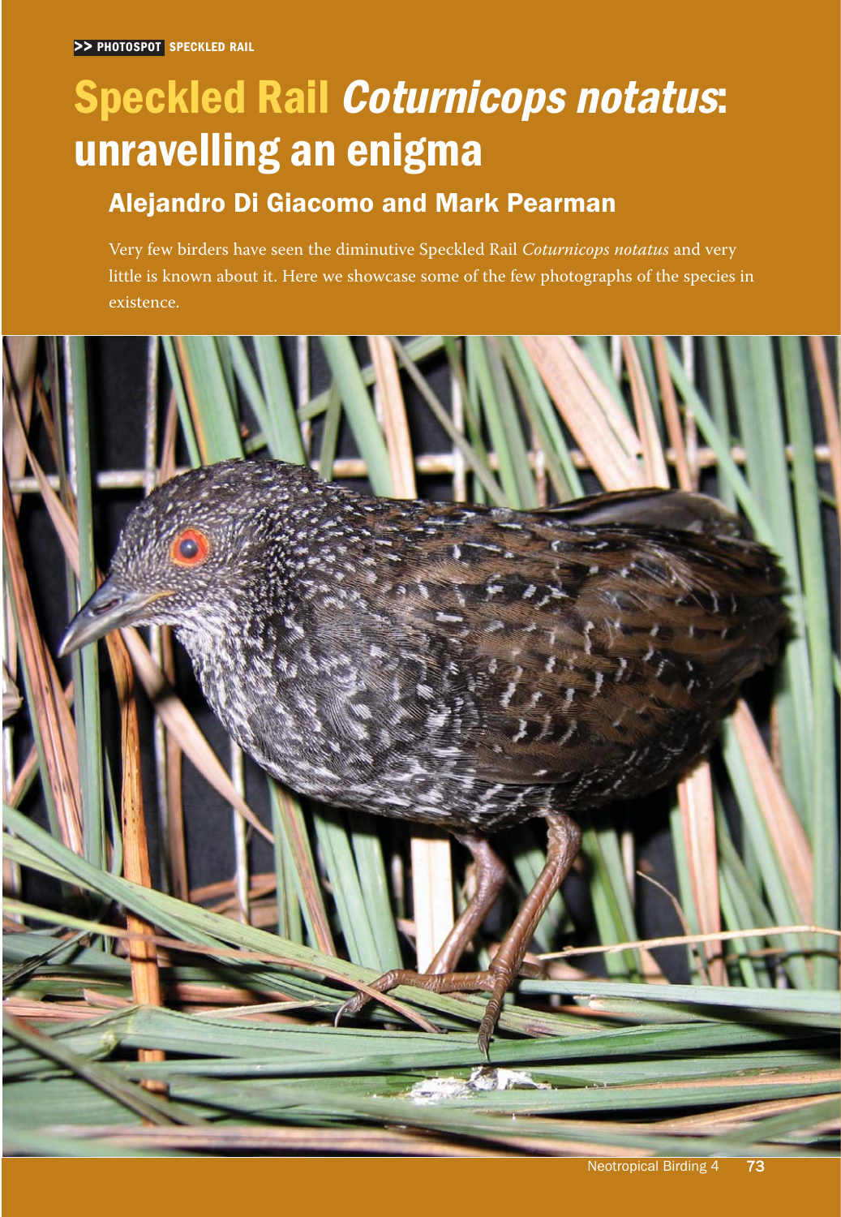# Speckled Rail *Coturnicops notatus*: unravelling an enigma

## Alejandro Di Giacomo and Mark Pearman

Very few birders have seen the diminutive Speckled Rail *Coturnicops notatus* and very little is known about it. Here we showcase some of the few photographs of the species in existence.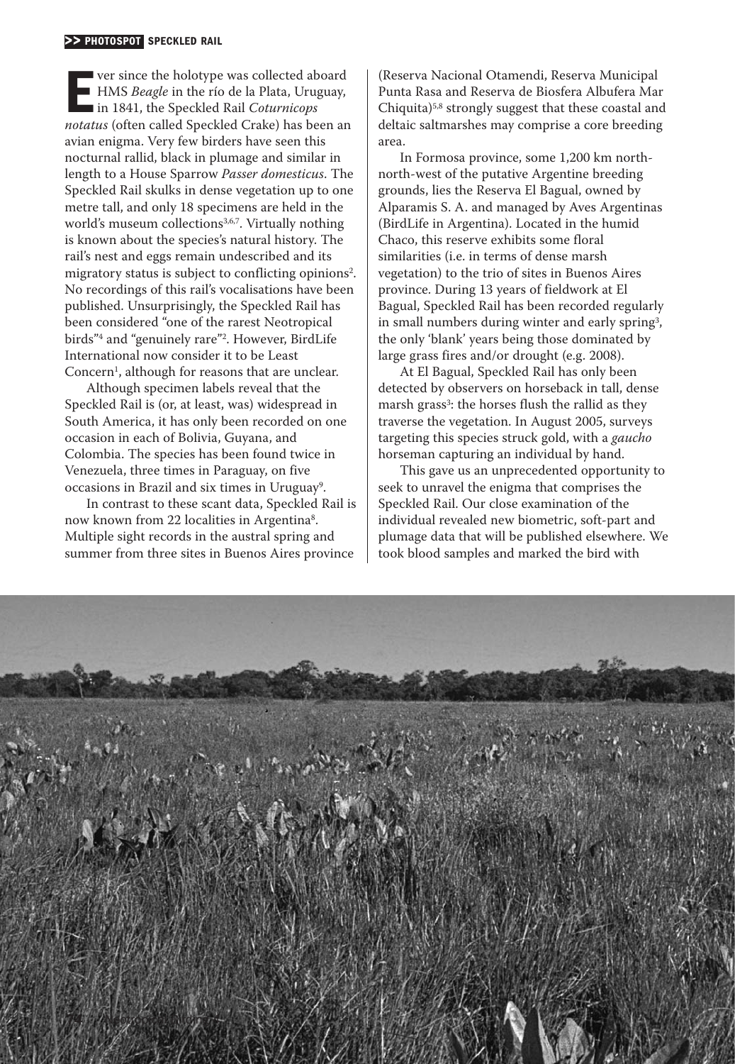Ever since the holotype was collected aboard HMS *Beagle* in the río de la Plata, Uruguay, in 1841, the Speckled Rail *Coturnicops notatus* (often called Speckled Crake) has been an avian enigma. Very few birders have seen this nocturnal rallid, black in plumage and similar in length to a House Sparrow *Passer domesticus*. The Speckled Rail skulks in dense vegetation up to one metre tall, and only 18 specimens are held in the world's museum collections[3,6,7]. Virtually nothing is known about the species's natural history. The rail's nest and eggs remain undescribed and its migratory status is subject to conflicting opinions[2]. No recordings of this rail's vocalisations have been published. Unsurprisingly, the Speckled Rail has been considered "one of the rarest Neotropical birds"[4] and "genuinely rare"[2]. However, BirdLife International now consider it to be Least Concern[1], although for reasons that are unclear.

Although specimen labels reveal that the Speckled Rail is (or, at least, was) widespread in South America, it has only been recorded on one occasion in each of Bolivia, Guyana, and Colombia. The species has been found twice in Venezuela, three times in Paraguay, on five occasions in Brazil and six times in Uruguay[9].

In contrast to these scant data, Speckled Rail is now known from 22 localities in Argentina[8]. Multiple sight records in the austral spring and summer from three sites in Buenos Aires province (Reserva Nacional Otamendi, Reserva Municipal Punta Rasa and Reserva de Biosfera Albufera Mar Chiquita)[5,8] strongly suggest that these coastal and deltaic saltmarshes may comprise a core breeding area.

In Formosa province, some 1,200 km north-north-west of the putative Argentine breeding grounds, lies the Reserva El Bagual, owned by Alparamis S. A. and managed by Aves Argentinas (BirdLife in Argentina). Located in the humid Chaco, this reserve exhibits some floral similarities (i.e. in terms of dense marsh vegetation) to the trio of sites in Buenos Aires province. During 13 years of fieldwork at El Bagual, Speckled Rail has been recorded regularly in small numbers during winter and early spring[3], the only 'blank' years being those dominated by large grass fires and/or drought (e.g. 2008).

At El Bagual, Speckled Rail has only been detected by observers on horseback in tall, dense marsh grass[3]: the horses flush the rallid as they traverse the vegetation. In August 2005, surveys targeting this species struck gold, with a *gaucho* horseman capturing an individual by hand.

This gave us an unprecedented opportunity to seek to unravel the enigma that comprises the Speckled Rail. Our close examination of the individual revealed new biometric, soft-part and plumage data that will be published elsewhere. We took blood samples and marked the bird with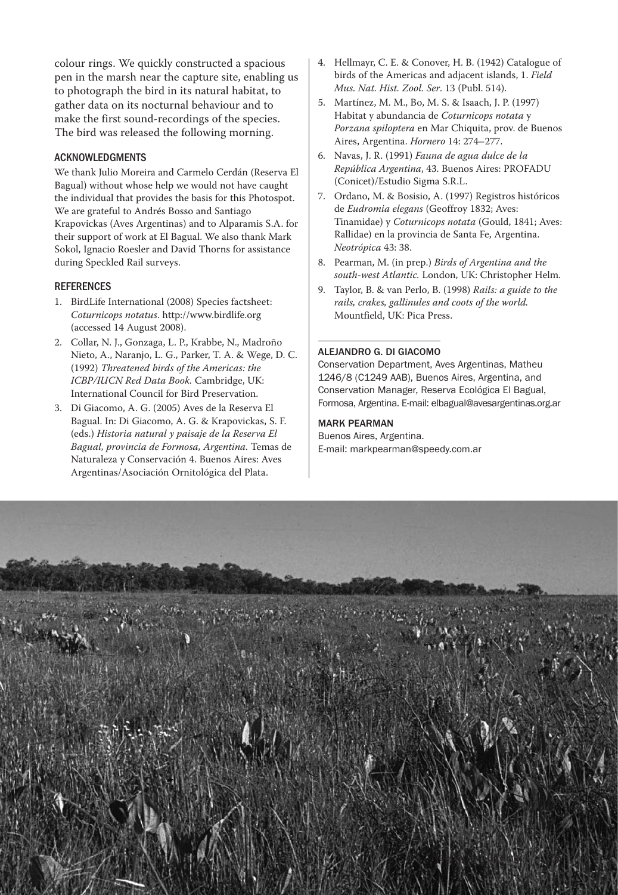colour rings. We quickly constructed a spacious pen in the marsh near the capture site, enabling us to photograph the bird in its natural habitat, to gather data on its nocturnal behaviour and to make the first sound-recordings of the species. The bird was released the following morning.

## ACKNOWLEDGMENTS

We thank Julio Moreira and Carmelo Cerdán (Reserva El Bagual) without whose help we would not have caught the individual that provides the basis for this Photospot. We are grateful to Andrés Bosso and Santiago Krapovickas (Aves Argentinas) and to Alparamis S.A. for their support of work at El Bagual. We also thank Mark Sokol, Ignacio Roesler and David Thorns for assistance during Speckled Rail surveys.

## REFERENCES

1. BirdLife International (2008) Species factsheet: *Coturnicops notatus*. http://www.birdlife.org (accessed 14 August 2008).
2. Collar, N. J., Gonzaga, L. P., Krabbe, N., Madroño Nieto, A., Naranjo, L. G., Parker, T. A. & Wege, D. C. (1992) *Threatened birds of the Americas: the ICBP/IUCN Red Data Book.* Cambridge, UK: International Council for Bird Preservation.
3. Di Giacomo, A. G. (2005) Aves de la Reserva El Bagual. In: Di Giacomo, A. G. & Krapovickas, S. F. (eds.) *Historia natural y paisaje de la Reserva El Bagual, provincia de Formosa, Argentina.* Temas de Naturaleza y Conservación 4. Buenos Aires: Aves Argentinas/Asociación Ornitológica del Plata.
4. Hellmayr, C. E. & Conover, H. B. (1942) Catalogue of birds of the Americas and adjacent islands, 1. *Field Mus. Nat. Hist. Zool. Ser.* 13 (Publ. 514).
5. Martínez, M. M., Bo, M. S. & Isaach, J. P. (1997) Habitat y abundancia de *Coturnicops notata* y *Porzana spiloptera* en Mar Chiquita, prov. de Buenos Aires, Argentina. *Hornero* 14: 274–277.
6. Navas, J. R. (1991) *Fauna de agua dulce de la República Argentina*, 43. Buenos Aires: PROFADU (Conicet)/Estudio Sigma S.R.L.
7. Ordano, M. & Bosisio, A. (1997) Registros históricos de *Eudromia elegans* (Geoffroy 1832; Aves: Tinamidae) y *Coturnicops notata* (Gould, 1841; Aves: Rallidae) en la provincia de Santa Fe, Argentina. *Neotrópica* 43: 38.
8. Pearman, M. (in prep.) *Birds of Argentina and the south-west Atlantic.* London, UK: Christopher Helm.
9. Taylor, B. & van Perlo, B. (1998) *Rails: a guide to the rails, crakes, gallinules and coots of the world.* Mountfield, UK: Pica Press.

**ALEJANDRO G. DI GIACOMO**
Conservation Department, Aves Argentinas, Matheu 1246/8 (C1249 AAB), Buenos Aires, Argentina, and Conservation Manager, Reserva Ecológica El Bagual, Formosa, Argentina. E-mail: elbagual@avesargentinas.org.ar

**MARK PEARMAN**
Buenos Aires, Argentina.
E-mail: markpearman@speedy.com.ar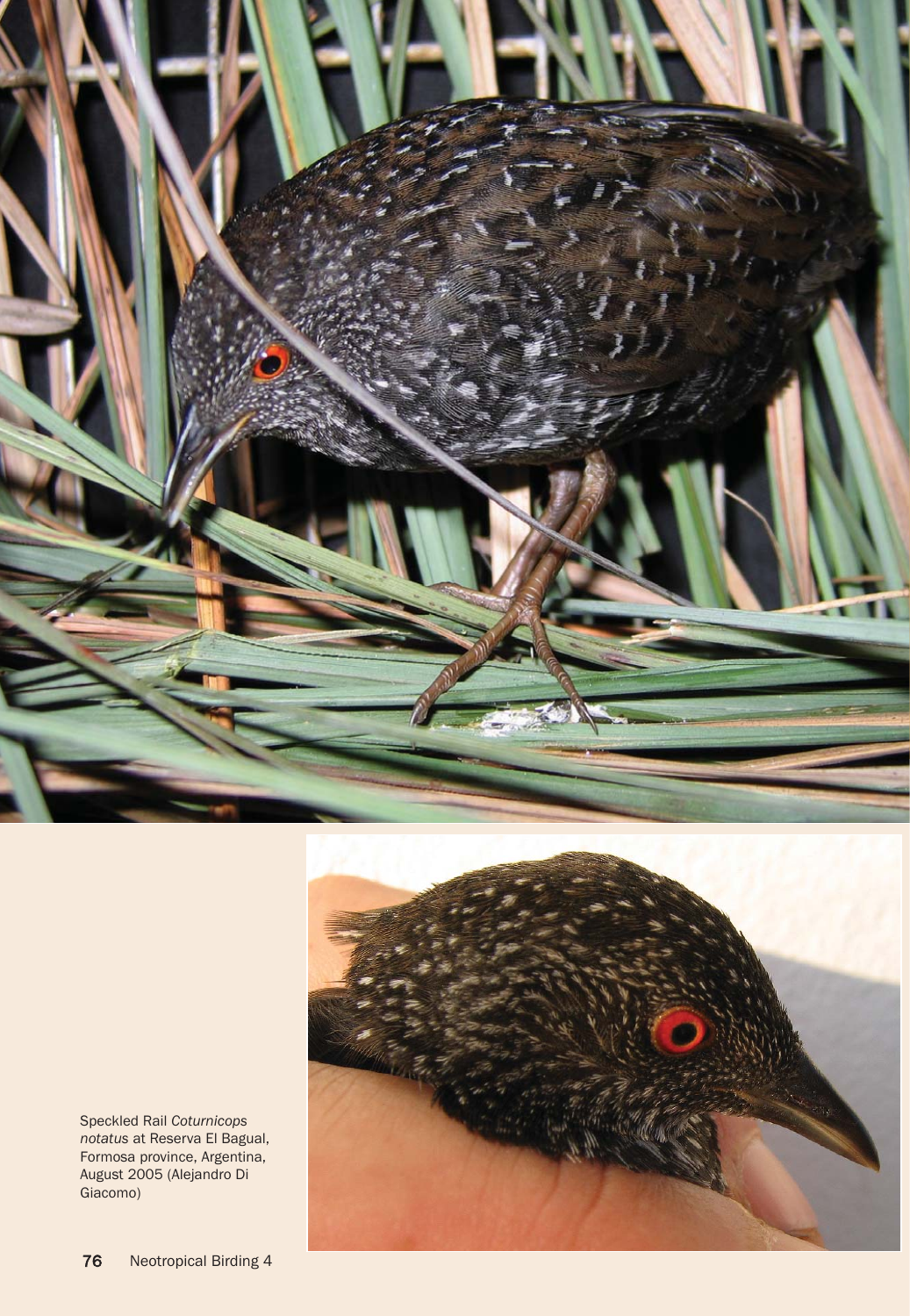Speckled Rail *Coturnicops notatus* at Reserva El Bagual, Formosa province, Argentina, August 2005 (Alejandro Di Giacomo)